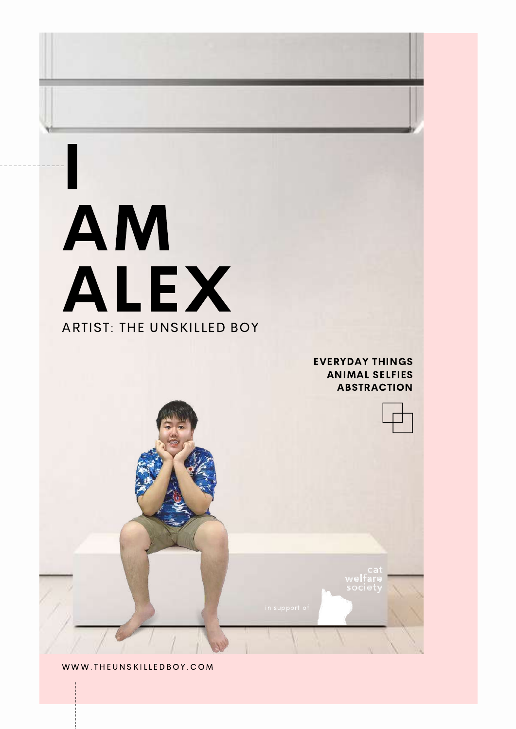# I AM ALEX

ARTIST: THE UNSKILLED BOY

**EVERYDAY THINGS**
**ANIMAL SELFIES**
**ABSTRACTION**

in support of cat welfare society

WWW.THEUNSKILLEDBOY.COM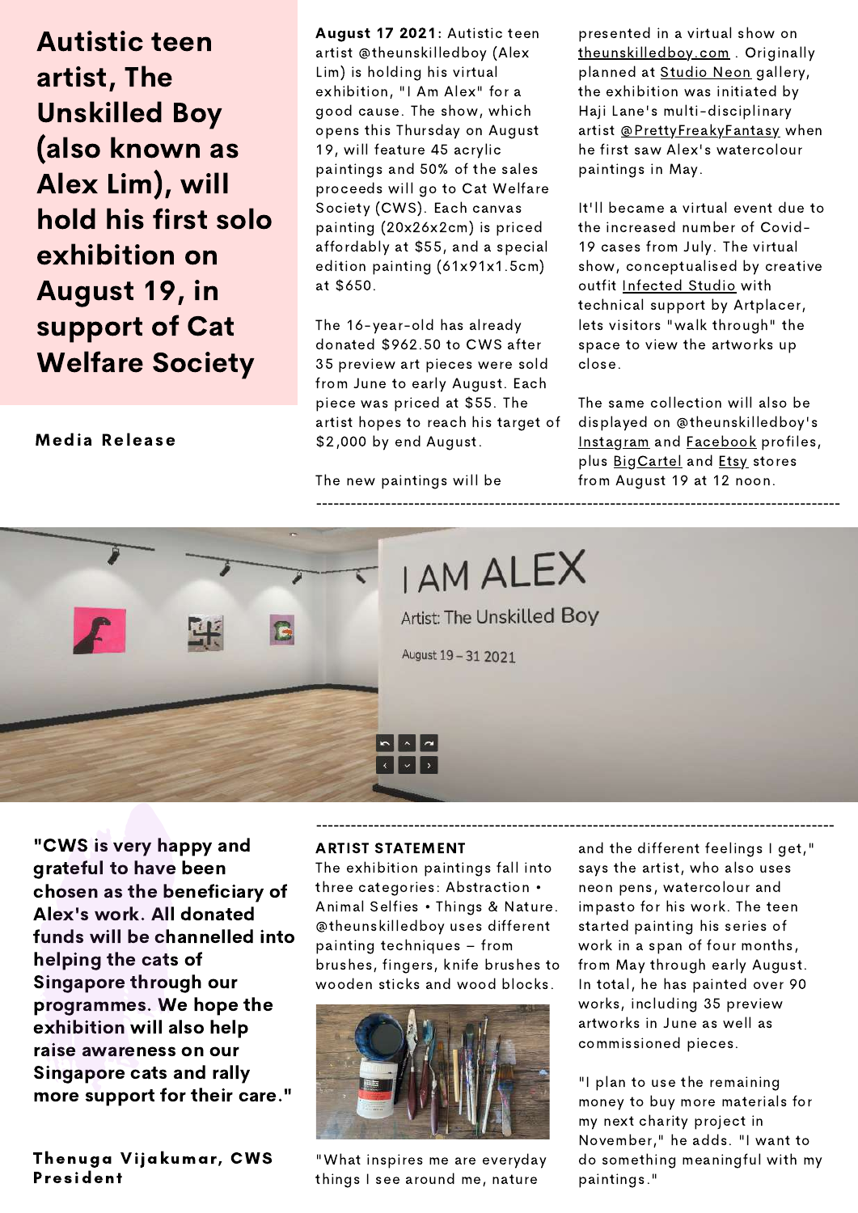# Autistic teen artist, The Unskilled Boy (also known as Alex Lim), will hold his first solo exhibition on August 19, in support of Cat Welfare Society

**Media Release**

**August 17 2021:** Autistic teen artist @theunskilledboy (Alex Lim) is holding his virtual exhibition, "I Am Alex" for a good cause. The show, which opens this Thursday on August 19, will feature 45 acrylic paintings and 50% of the sales proceeds will go to Cat Welfare Society (CWS). Each canvas painting (20x26x2cm) is priced affordably at $55, and a special edition painting (61x91x1.5cm) at $650.

The 16-year-old has already donated $962.50 to CWS after 35 preview art pieces were sold from June to early August. Each piece was priced at $55. The artist hopes to reach his target of $2,000 by end August.

The new paintings will be presented in a virtual show on theunskilledboy.com . Originally planned at Studio Neon gallery, the exhibition was initiated by Haji Lane's multi-disciplinary artist @PrettyFreakyFantasy when he first saw Alex's watercolour paintings in May.

It'll became a virtual event due to the increased number of Covid-19 cases from July. The virtual show, conceptualised by creative outfit Infected Studio with technical support by Artplacer, lets visitors "walk through" the space to view the artworks up close.

The same collection will also be displayed on @theunskilledboy's Instagram and Facebook profiles, plus BigCartel and Etsy stores from August 19 at 12 noon.

---

I AM ALEX

Artist: The Unskilled Boy

August 19 – 31 2021

---

**"CWS is very happy and grateful to have been chosen as the beneficiary of Alex's work. All donated funds will be channelled into helping the cats of Singapore through our programmes. We hope the exhibition will also help raise awareness on our Singapore cats and rally more support for their care."**

**Thenuga Vijakumar, CWS President**

### ARTIST STATEMENT

The exhibition paintings fall into three categories: Abstraction • Animal Selfies • Things & Nature. @theunskilledboy uses different painting techniques – from brushes, fingers, knife brushes to wooden sticks and wood blocks.

"What inspires me are everyday things I see around me, nature and the different feelings I get," says the artist, who also uses neon pens, watercolour and impasto for his work. The teen started painting his series of work in a span of four months, from May through early August. In total, he has painted over 90 works, including 35 preview artworks in June as well as commissioned pieces.

"I plan to use the remaining money to buy more materials for my next charity project in November," he adds. "I want to do something meaningful with my paintings."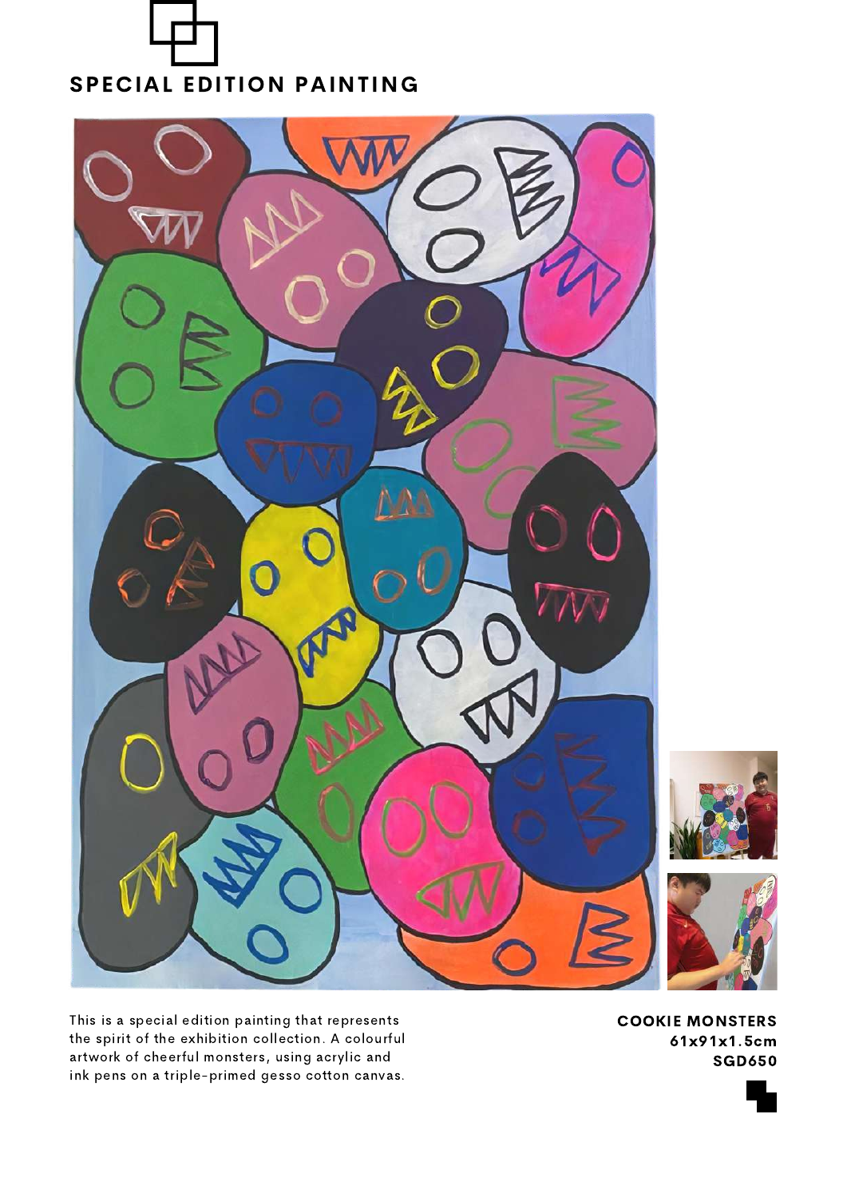## SPECIAL EDITION PAINTING

This is a special edition painting that represents the spirit of the exhibition collection. A colourful artwork of cheerful monsters, using acrylic and ink pens on a triple-primed gesso cotton canvas.

**COOKIE MONSTERS**
**61x91x1.5cm**
**SGD650**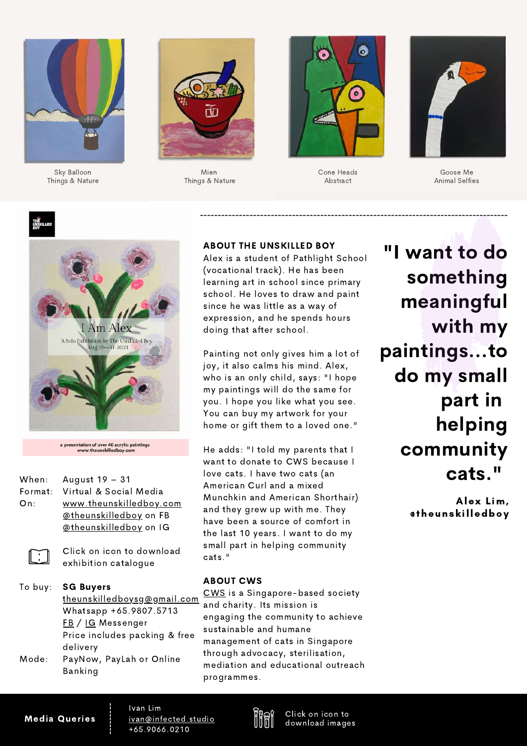Sky Balloon
Things & Nature

Mien
Things & Nature

Cone Heads
Abstract

Goose Me
Animal Selfies

THE UNSKILLED BOY

I Am Alex
A Solo Exhibition by The Unskilled Boy
Aug 19—31 2021

a presentation of over 40 acrylic paintings
www.theunskilledboy.com

When: August 19 – 31
Format: Virtual & Social Media
On: www.theunskilledboy.com
@theunskilledboy on FB
@theunskilledboy on IG

Click on icon to download exhibition catalogue

To buy: **SG Buyers**
theunskilledboysg@gmail.com
Whatsapp +65.9807.5713
FB / IG Messenger
Price includes packing & free delivery

Mode: PayNow, PayLah or Online Banking

## ABOUT THE UNSKILLED BOY

Alex is a student of Pathlight School (vocational track). He has been learning art in school since primary school. He loves to draw and paint since he was little as a way of expression, and he spends hours doing that after school.

Painting not only gives him a lot of joy, it also calms his mind. Alex, who is an only child, says: "I hope my paintings will do the same for you. I hope you like what you see. You can buy my artwork for your home or gift them to a loved one."

He adds: "I told my parents that I want to donate to CWS because I love cats. I have two cats (an American Curl and a mixed Munchkin and American Shorthair) and they grew up with me. They have been a source of comfort in the last 10 years. I want to do my small part in helping community cats."

## ABOUT CWS

CWS is a Singapore-based society and charity. Its mission is engaging the community to achieve sustainable and humane management of cats in Singapore through advocacy, sterilisation, mediation and educational outreach programmes.

**"I want to do something meaningful with my paintings...to do my small part in helping community cats."**

**Alex Lim, @theunskilledboy**

**Media Queries**

Ivan Lim
ivan@infected.studio
+65.9066.0210

Click on icon to download images